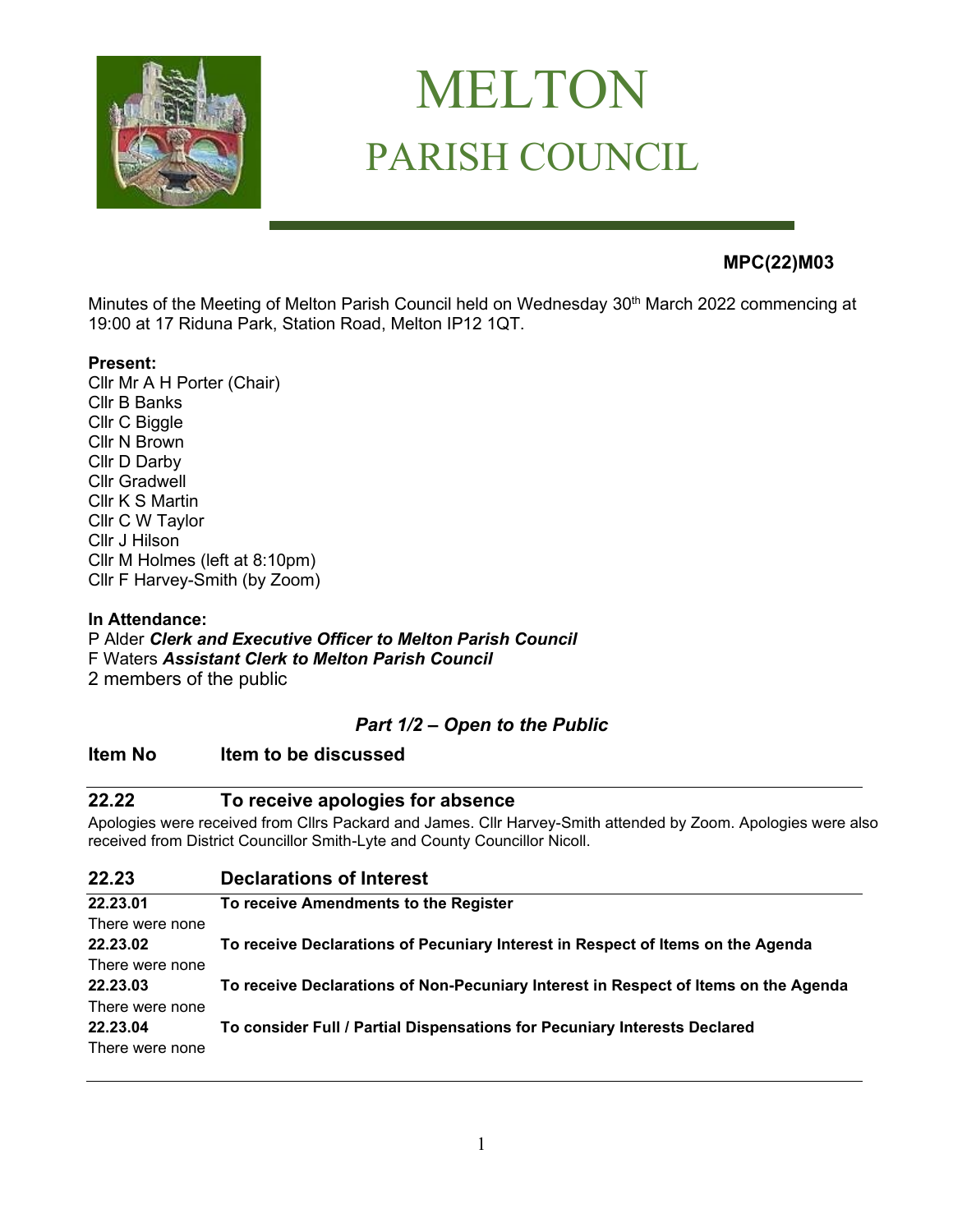# MELTON
## PARISH COUNCIL

**MPC(22)M03**

Minutes of the Meeting of Melton Parish Council held on Wednesday 30th March 2022 commencing at 19:00 at 17 Riduna Park, Station Road, Melton IP12 1QT.

**Present:**
Cllr Mr A H Porter (Chair)
Cllr B Banks
Cllr C Biggle
Cllr N Brown
Cllr D Darby
Cllr Gradwell
Cllr K S Martin
Cllr C W Taylor
Cllr J Hilson
Cllr M Holmes (left at 8:10pm)
Cllr F Harvey-Smith (by Zoom)

**In Attendance:**
P Alder ***Clerk and Executive Officer to Melton Parish Council***
F Waters ***Assistant Clerk to Melton Parish Council***
2 members of the public

### *Part 1/2 – Open to the Public*

**Item No** **Item to be discussed**

### 22.22 To receive apologies for absence

Apologies were received from Cllrs Packard and James. Cllr Harvey-Smith attended by Zoom. Apologies were also received from District Councillor Smith-Lyte and County Councillor Nicoll.

### 22.23 Declarations of Interest

**22.23.01** **To receive Amendments to the Register**
There were none

**22.23.02** **To receive Declarations of Pecuniary Interest in Respect of Items on the Agenda**
There were none

**22.23.03** **To receive Declarations of Non-Pecuniary Interest in Respect of Items on the Agenda**
There were none

**22.23.04** **To consider Full / Partial Dispensations for Pecuniary Interests Declared**
There were none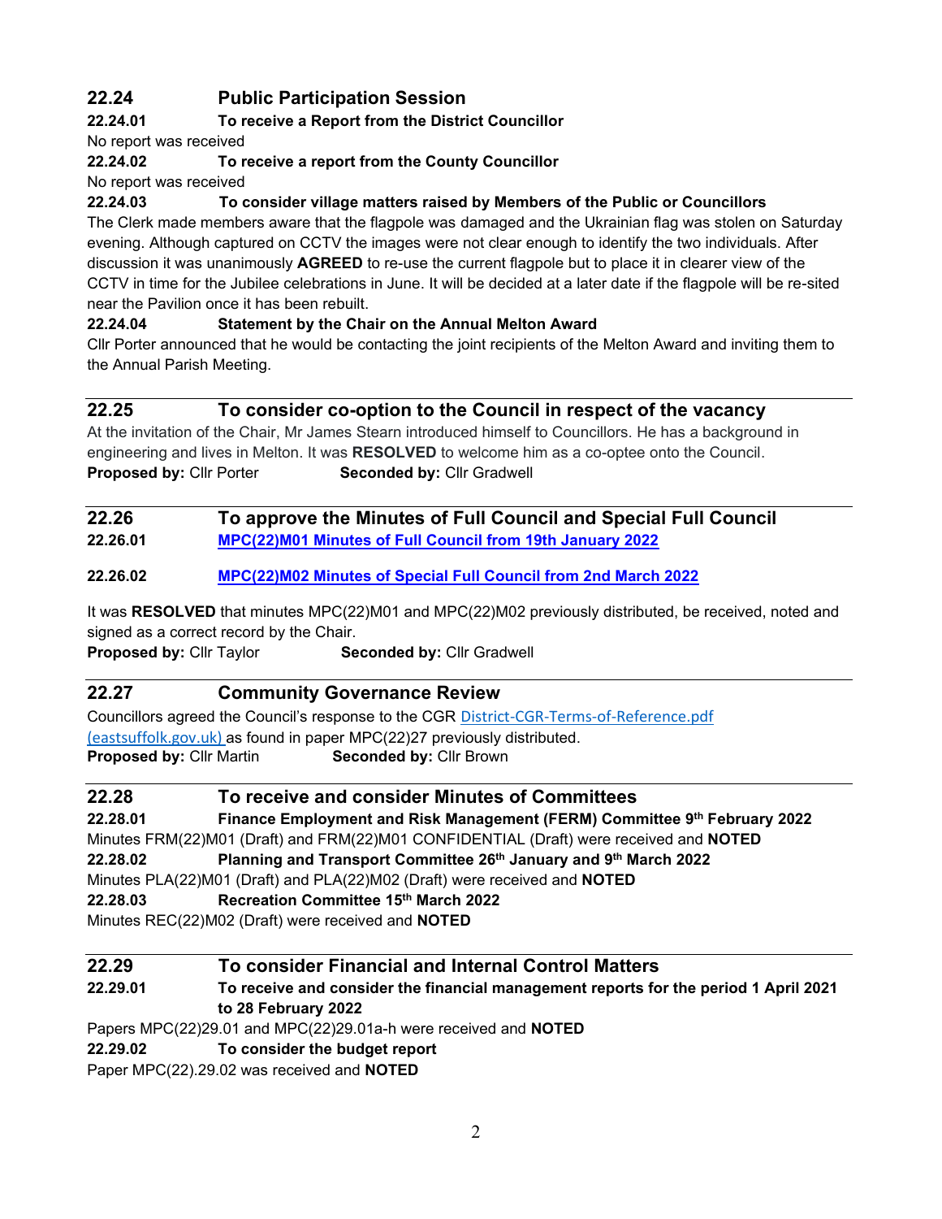## 22.24 Public Participation Session

**22.24.01 To receive a Report from the District Councillor**

No report was received

**22.24.02 To receive a report from the County Councillor**

No report was received

**22.24.03 To consider village matters raised by Members of the Public or Councillors**

The Clerk made members aware that the flagpole was damaged and the Ukrainian flag was stolen on Saturday evening. Although captured on CCTV the images were not clear enough to identify the two individuals. After discussion it was unanimously **AGREED** to re-use the current flagpole but to place it in clearer view of the CCTV in time for the Jubilee celebrations in June. It will be decided at a later date if the flagpole will be re-sited near the Pavilion once it has been rebuilt.

**22.24.04 Statement by the Chair on the Annual Melton Award**

Cllr Porter announced that he would be contacting the joint recipients of the Melton Award and inviting them to the Annual Parish Meeting.

## 22.25 To consider co-option to the Council in respect of the vacancy

At the invitation of the Chair, Mr James Stearn introduced himself to Councillors. He has a background in engineering and lives in Melton. It was **RESOLVED** to welcome him as a co-optee onto the Council.

**Proposed by:** Cllr Porter **Seconded by:** Cllr Gradwell

## 22.26 To approve the Minutes of Full Council and Special Full Council

**22.26.01 [MPC(22)M01 Minutes of Full Council from 19th January 2022]**

**22.26.02 [MPC(22)M02 Minutes of Special Full Council from 2nd March 2022]**

It was **RESOLVED** that minutes MPC(22)M01 and MPC(22)M02 previously distributed, be received, noted and signed as a correct record by the Chair.

**Proposed by:** Cllr Taylor **Seconded by:** Cllr Gradwell

## 22.27 Community Governance Review

Councillors agreed the Council's response to the CGR District-CGR-Terms-of-Reference.pdf (eastsuffolk.gov.uk) as found in paper MPC(22)27 previously distributed.

**Proposed by:** Cllr Martin **Seconded by:** Cllr Brown

## 22.28 To receive and consider Minutes of Committees

**22.28.01 Finance Employment and Risk Management (FERM) Committee 9th February 2022**

Minutes FRM(22)M01 (Draft) and FRM(22)M01 CONFIDENTIAL (Draft) were received and **NOTED**

**22.28.02 Planning and Transport Committee 26th January and 9th March 2022**

Minutes PLA(22)M01 (Draft) and PLA(22)M02 (Draft) were received and **NOTED**

**22.28.03 Recreation Committee 15th March 2022**

Minutes REC(22)M02 (Draft) were received and **NOTED**

## 22.29 To consider Financial and Internal Control Matters

**22.29.01 To receive and consider the financial management reports for the period 1 April 2021 to 28 February 2022**

Papers MPC(22)29.01 and MPC(22)29.01a-h were received and **NOTED**

**22.29.02 To consider the budget report**

Paper MPC(22).29.02 was received and **NOTED**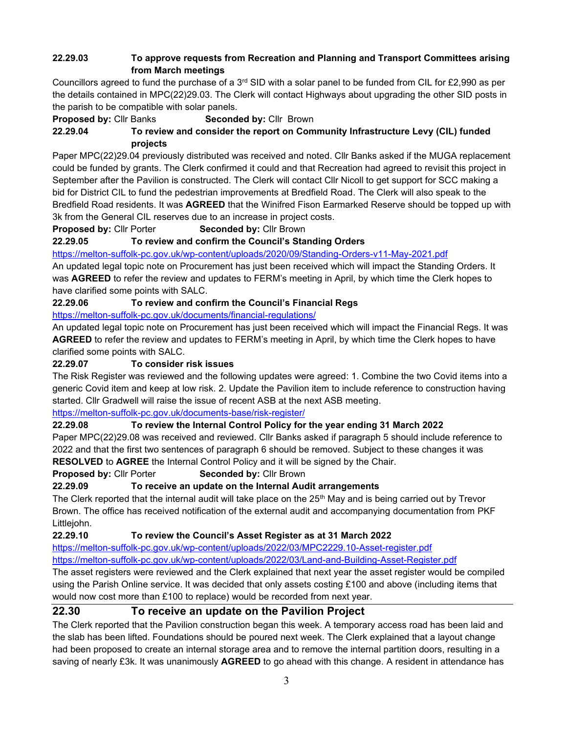**22.29.03 To approve requests from Recreation and Planning and Transport Committees arising from March meetings**

Councillors agreed to fund the purchase of a 3rd SID with a solar panel to be funded from CIL for £2,990 as per the details contained in MPC(22)29.03. The Clerk will contact Highways about upgrading the other SID posts in the parish to be compatible with solar panels.

**Proposed by:** Cllr Banks **Seconded by:** Cllr Brown

**22.29.04 To review and consider the report on Community Infrastructure Levy (CIL) funded projects**

Paper MPC(22)29.04 previously distributed was received and noted. Cllr Banks asked if the MUGA replacement could be funded by grants. The Clerk confirmed it could and that Recreation had agreed to revisit this project in September after the Pavilion is constructed. The Clerk will contact Cllr Nicoll to get support for SCC making a bid for District CIL to fund the pedestrian improvements at Bredfield Road. The Clerk will also speak to the Bredfield Road residents. It was **AGREED** that the Winifred Fison Earmarked Reserve should be topped up with 3k from the General CIL reserves due to an increase in project costs.

**Proposed by:** Cllr Porter **Seconded by:** Cllr Brown

**22.29.05 To review and confirm the Council's Standing Orders**

https://melton-suffolk-pc.gov.uk/wp-content/uploads/2020/09/Standing-Orders-v11-May-2021.pdf

An updated legal topic note on Procurement has just been received which will impact the Standing Orders. It was **AGREED** to refer the review and updates to FERM's meeting in April, by which time the Clerk hopes to have clarified some points with SALC.

**22.29.06 To review and confirm the Council's Financial Regs**

https://melton-suffolk-pc.gov.uk/documents/financial-regulations/

An updated legal topic note on Procurement has just been received which will impact the Financial Regs. It was **AGREED** to refer the review and updates to FERM's meeting in April, by which time the Clerk hopes to have clarified some points with SALC.

**22.29.07 To consider risk issues**

The Risk Register was reviewed and the following updates were agreed: 1. Combine the two Covid items into a generic Covid item and keep at low risk. 2. Update the Pavilion item to include reference to construction having started. Cllr Gradwell will raise the issue of recent ASB at the next ASB meeting.

https://melton-suffolk-pc.gov.uk/documents-base/risk-register/

**22.29.08 To review the Internal Control Policy for the year ending 31 March 2022**

Paper MPC(22)29.08 was received and reviewed. Cllr Banks asked if paragraph 5 should include reference to 2022 and that the first two sentences of paragraph 6 should be removed. Subject to these changes it was **RESOLVED** to **AGREE** the Internal Control Policy and it will be signed by the Chair.

**Proposed by:** Cllr Porter **Seconded by:** Cllr Brown

**22.29.09 To receive an update on the Internal Audit arrangements**

The Clerk reported that the internal audit will take place on the 25th May and is being carried out by Trevor Brown. The office has received notification of the external audit and accompanying documentation from PKF Littlejohn.

**22.29.10 To review the Council's Asset Register as at 31 March 2022**

https://melton-suffolk-pc.gov.uk/wp-content/uploads/2022/03/MPC2229.10-Asset-register.pdf

https://melton-suffolk-pc.gov.uk/wp-content/uploads/2022/03/Land-and-Building-Asset-Register.pdf

The asset registers were reviewed and the Clerk explained that next year the asset register would be compiled using the Parish Online service. It was decided that only assets costing £100 and above (including items that would now cost more than £100 to replace) would be recorded from next year.

## 22.30 To receive an update on the Pavilion Project

The Clerk reported that the Pavilion construction began this week. A temporary access road has been laid and the slab has been lifted. Foundations should be poured next week. The Clerk explained that a layout change had been proposed to create an internal storage area and to remove the internal partition doors, resulting in a saving of nearly £3k. It was unanimously **AGREED** to go ahead with this change. A resident in attendance has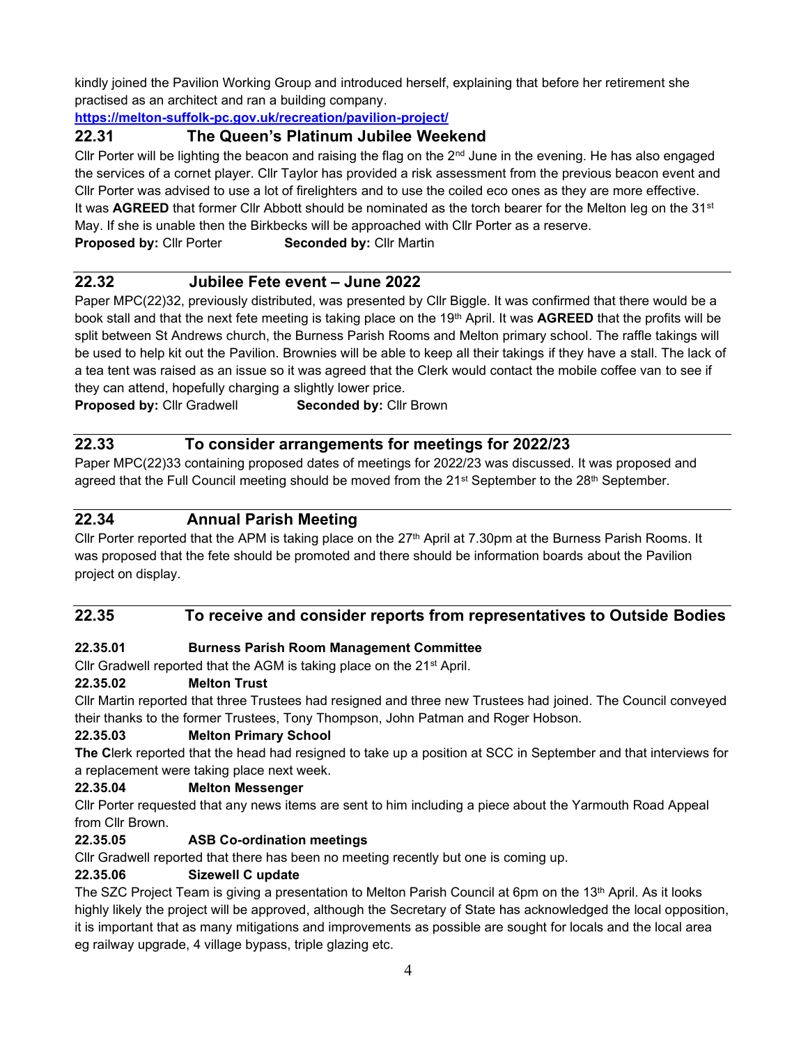kindly joined the Pavilion Working Group and introduced herself, explaining that before her retirement she practised as an architect and ran a building company.

**https://melton-suffolk-pc.gov.uk/recreation/pavilion-project/**

## 22.31 The Queen's Platinum Jubilee Weekend

Cllr Porter will be lighting the beacon and raising the flag on the 2nd June in the evening. He has also engaged the services of a cornet player. Cllr Taylor has provided a risk assessment from the previous beacon event and Cllr Porter was advised to use a lot of firelighters and to use the coiled eco ones as they are more effective. It was **AGREED** that former Cllr Abbott should be nominated as the torch bearer for the Melton leg on the 31st May. If she is unable then the Birkbecks will be approached with Cllr Porter as a reserve.

**Proposed by:** Cllr Porter **Seconded by:** Cllr Martin

## 22.32 Jubilee Fete event – June 2022

Paper MPC(22)32, previously distributed, was presented by Cllr Biggle. It was confirmed that there would be a book stall and that the next fete meeting is taking place on the 19th April. It was **AGREED** that the profits will be split between St Andrews church, the Burness Parish Rooms and Melton primary school. The raffle takings will be used to help kit out the Pavilion. Brownies will be able to keep all their takings if they have a stall. The lack of a tea tent was raised as an issue so it was agreed that the Clerk would contact the mobile coffee van to see if they can attend, hopefully charging a slightly lower price.

**Proposed by:** Cllr Gradwell **Seconded by:** Cllr Brown

## 22.33 To consider arrangements for meetings for 2022/23

Paper MPC(22)33 containing proposed dates of meetings for 2022/23 was discussed. It was proposed and agreed that the Full Council meeting should be moved from the 21st September to the 28th September.

## 22.34 Annual Parish Meeting

Cllr Porter reported that the APM is taking place on the 27th April at 7.30pm at the Burness Parish Rooms. It was proposed that the fete should be promoted and there should be information boards about the Pavilion project on display.

## 22.35 To receive and consider reports from representatives to Outside Bodies

### 22.35.01 Burness Parish Room Management Committee

Cllr Gradwell reported that the AGM is taking place on the 21st April.

### 22.35.02 Melton Trust

Cllr Martin reported that three Trustees had resigned and three new Trustees had joined. The Council conveyed their thanks to the former Trustees, Tony Thompson, John Patman and Roger Hobson.

### 22.35.03 Melton Primary School

**The C**lerk reported that the head had resigned to take up a position at SCC in September and that interviews for a replacement were taking place next week.

### 22.35.04 Melton Messenger

Cllr Porter requested that any news items are sent to him including a piece about the Yarmouth Road Appeal from Cllr Brown.

### 22.35.05 ASB Co-ordination meetings

Cllr Gradwell reported that there has been no meeting recently but one is coming up.

### 22.35.06 Sizewell C update

The SZC Project Team is giving a presentation to Melton Parish Council at 6pm on the 13th April. As it looks highly likely the project will be approved, although the Secretary of State has acknowledged the local opposition, it is important that as many mitigations and improvements as possible are sought for locals and the local area eg railway upgrade, 4 village bypass, triple glazing etc.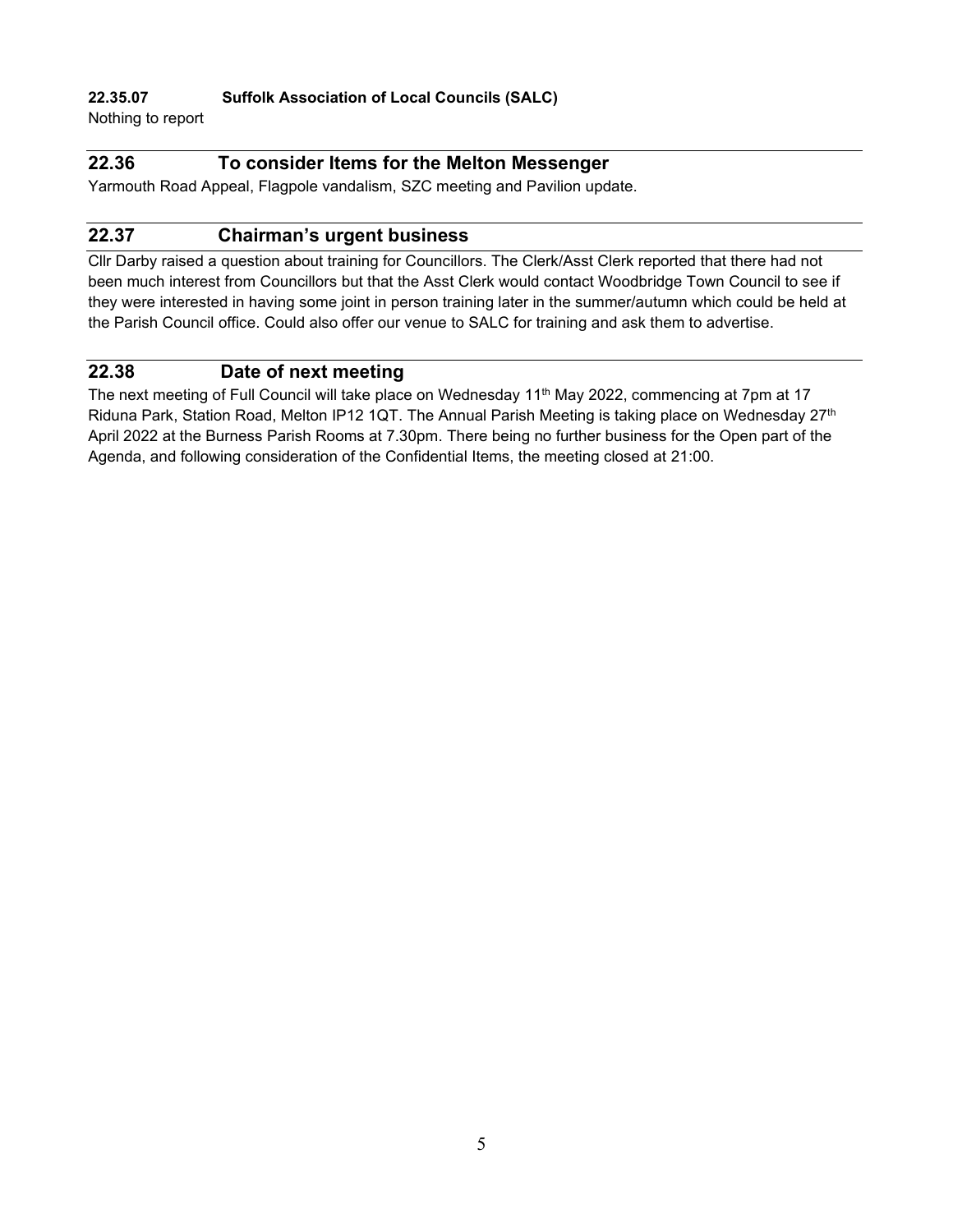#### 22.35.07 Suffolk Association of Local Councils (SALC)

Nothing to report

## 22.36 To consider Items for the Melton Messenger

Yarmouth Road Appeal, Flagpole vandalism, SZC meeting and Pavilion update.

## 22.37 Chairman's urgent business

Cllr Darby raised a question about training for Councillors. The Clerk/Asst Clerk reported that there had not been much interest from Councillors but that the Asst Clerk would contact Woodbridge Town Council to see if they were interested in having some joint in person training later in the summer/autumn which could be held at the Parish Council office. Could also offer our venue to SALC for training and ask them to advertise.

## 22.38 Date of next meeting

The next meeting of Full Council will take place on Wednesday 11th May 2022, commencing at 7pm at 17 Riduna Park, Station Road, Melton IP12 1QT. The Annual Parish Meeting is taking place on Wednesday 27th April 2022 at the Burness Parish Rooms at 7.30pm. There being no further business for the Open part of the Agenda, and following consideration of the Confidential Items, the meeting closed at 21:00.